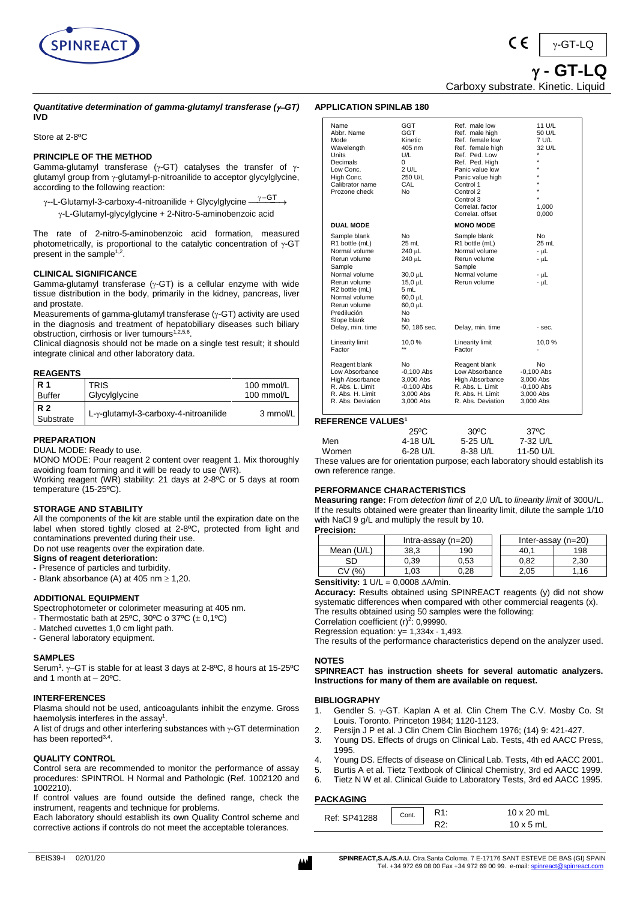# γ - GT-LQ

Carboxy substrate. Kinetic. Liquid

***Quantitative determination of gamma-glutamyl transferase (γ-GT)***
**IVD**

Store at 2-8ºC

## PRINCIPLE OF THE METHOD

Gamma-glutamyl transferase (γ-GT) catalyses the transfer of γ-glutamyl group from γ-glutamyl-p-nitroanilide to acceptor glycylglycine, according to the following reaction:

$$\gamma\text{-L-Glutamyl-3-carboxy-4-nitroanilide + Glycylglycine} \xrightarrow{\gamma-GT}$$
$$\gamma\text{-L-Glutamyl-glycylglycine + 2-Nitro-5-aminobenzoic acid}$$

The rate of 2-nitro-5-aminobenzoic acid formation, measured photometrically, is proportional to the catalytic concentration of γ-GT present in the sample[1,2].

## CLINICAL SIGNIFICANCE

Gamma-glutamyl transferase (γ-GT) is a cellular enzyme with wide tissue distribution in the body, primarily in the kidney, pancreas, liver and prostate.

Measurements of gamma-glutamyl transferase (γ-GT) activity are used in the diagnosis and treatment of hepatobiliary diseases such biliary obstruction, cirrhosis or liver tumours[1,2,5,6].

Clinical diagnosis should not be made on a single test result; it should integrate clinical and other laboratory data.

## REAGENTS

| | | |
|---|---|---|
| **R 1** Buffer | TRIS<br>Glycylglycine | 100 mmol/L<br>100 mmol/L |
| **R 2** Substrate | L-γ-glutamyl-3-carboxy-4-nitroanilide | 3 mmol/L |

## PREPARATION

DUAL MODE: Ready to use.

MONO MODE: Pour reagent 2 content over reagent 1. Mix thoroughly avoiding foam forming and it will be ready to use (WR).

Working reagent (WR) stability: 21 days at 2-8ºC or 5 days at room temperature (15-25ºC).

## STORAGE AND STABILITY

All the components of the kit are stable until the expiration date on the label when stored tightly closed at 2-8ºC, protected from light and contaminations prevented during their use.

Do not use reagents over the expiration date.

**Signs of reagent deterioration:**

- Presence of particles and turbidity.
- Blank absorbance (A) at 405 nm ≥ 1,20.

## ADDITIONAL EQUIPMENT

Spectrophotometer or colorimeter measuring at 405 nm.

- Thermostatic bath at 25ºC, 30ºC o 37ºC (± 0,1ºC)
- Matched cuvettes 1,0 cm light path.
- General laboratory equipment.

## SAMPLES

Serum[1]. γ–GT is stable for at least 3 days at 2-8ºC, 8 hours at 15-25ºC and 1 month at – 20ºC.

## INTERFERENCES

Plasma should not be used, anticoagulants inhibit the enzyme. Gross haemolysis interferes in the assay[1].

A list of drugs and other interfering substances with γ-GT determination has been reported[3,4].

## QUALITY CONTROL

Control sera are recommended to monitor the performance of assay procedures: SPINTROL H Normal and Pathologic (Ref. 1002120 and 1002210).

If control values are found outside the defined range, check the instrument, reagents and technique for problems.

Each laboratory should establish its own Quality Control scheme and corrective actions if controls do not meet the acceptable tolerances.

## APPLICATION SPINLAB 180

| | | | |
|---|---|---|---|
| Name | GGT | Ref. male low | 11 U/L |
| Abbr. Name | GGT | Ref. male high | 50 U/L |
| Mode | Kinetic | Ref. female low | 7 U/L |
| Wavelength | 405 nm | Ref. female high | 32 U/L |
| Units | U/L | Ref. Ped. Low | * |
| Decimals | 0 | Ref. Ped. High | * |
| Low Conc. | 2 U/L | Panic value low | * |
| High Conc. | 250 U/L | Panic value high | * |
| Calibrator name | CAL | Control 1 | * |
| Prozone check | No | Control 2 | * |
| | | Control 3 | * |
| | | Correlat. factor | 1,000 |
| | | Correlat. offset | 0,000 |
| **DUAL MODE** | | **MONO MODE** | |
| Sample blank | No | Sample blank | No |
| R1 bottle (mL) | 25 mL | R1 bottle (mL) | 25 mL |
| Normal volume | 240 µL | Normal volume | - µL |
| Rerun volume | 240 µL | Rerun volume | - µL |
| Sample | | Sample | |
| Normal volume | 30,0 µL | Normal volume | - µL |
| Rerun volume | 15,0 µL | Rerun volume | - µL |
| R2 bottle (mL) | 5 mL | | |
| Normal volume | 60,0 µL | | |
| Rerun volume | 60,0 µL | | |
| Predilución | No | | |
| Slope blank | No | | |
| Delay, min. time | 50, 186 sec. | Delay, min. time | - sec. |
| Linearity limit | 10,0 % | Linearity limit | 10,0 % |
| Factor | ** | Factor | - |
| Reagent blank | No | Reagent blank | No |
| Low Absorbance | -0,100 Abs | Low Absorbance | -0,100 Abs |
| High Absorbance | 3,000 Abs | High Absorbance | 3,000 Abs |
| R. Abs. L. Limit | -0,100 Abs | R. Abs. L. Limit | -0,100 Abs |
| R. Abs. H. Limit | 3,000 Abs | R. Abs. H. Limit | 3,000 Abs |
| R. Abs. Deviation | 3,000 Abs | R. Abs. Deviation | 3,000 Abs |

## REFERENCE VALUES[1]

| | 25ºC | 30ºC | 37ºC |
|---|---|---|---|
| Men | 4-18 U/L | 5-25 U/L | 7-32 U/L |
| Women | 6-28 U/L | 8-38 U/L | 11-50 U/L |

These values are for orientation purpose; each laboratory should establish its own reference range.

## PERFORMANCE CHARACTERISTICS

**Measuring range:** From *detection limit* of *2*,0 U/L to *linearity limit* of 300U/L.

If the results obtained were greater than linearity limit, dilute the sample 1/10 with NaCl 9 g/L and multiply the result by 10.

**Precision:**

| | Intra-assay (n=20) | | Inter-assay (n=20) | |
|---|---|---|---|---|
| Mean (U/L) | 38,3 | 190 | 40,1 | 198 |
| SD | 0,39 | 0,53 | 0,82 | 2,30 |
| CV (%) | 1,03 | 0,28 | 2,05 | 1,16 |

**Sensitivity:** 1 U/L = 0,0008 ΔA/min.

**Accuracy:** Results obtained using SPINREACT reagents (y) did not show systematic differences when compared with other commercial reagents (x).

The results obtained using 50 samples were the following:

Correlation coefficient $(r)^2$: 0,99990.

Regression equation: y= 1,334x - 1,493.

The results of the performance characteristics depend on the analyzer used.

## NOTES

**SPINREACT has instruction sheets for several automatic analyzers. Instructions for many of them are available on request.**

## BIBLIOGRAPHY

1. Gendler S. γ-GT. Kaplan A et al. Clin Chem The C.V. Mosby Co. St Louis. Toronto. Princeton 1984; 1120-1123.
2. Persijn J P et al. J Clin Chem Clin Biochem 1976; (14) 9: 421-427.
3. Young DS. Effects of drugs on Clinical Lab. Tests, 4th ed AACC Press, 1995.
4. Young DS. Effects of disease on Clinical Lab. Tests, 4th ed AACC 2001.
5. Burtis A et al. Tietz Textbook of Clinical Chemistry, 3rd ed AACC 1999.
6. Tietz N W et al. Clinical Guide to Laboratory Tests, 3rd ed AACC 1995.

## PACKAGING

| | | | |
|---|---|---|---|
| Ref: SP41288 | Cont. | R1: | 10 x 20 mL |
| | | R2: | 10 x 5 mL |

BEIS39-I 02/01/20

**SPINREACT,S.A./S.A.U.** Ctra.Santa Coloma, 7 E-17176 SANT ESTEVE DE BAS (GI) SPAIN
Tel. +34 972 69 08 00 Fax +34 972 69 00 99. e-mail: spinreact@spinreact.com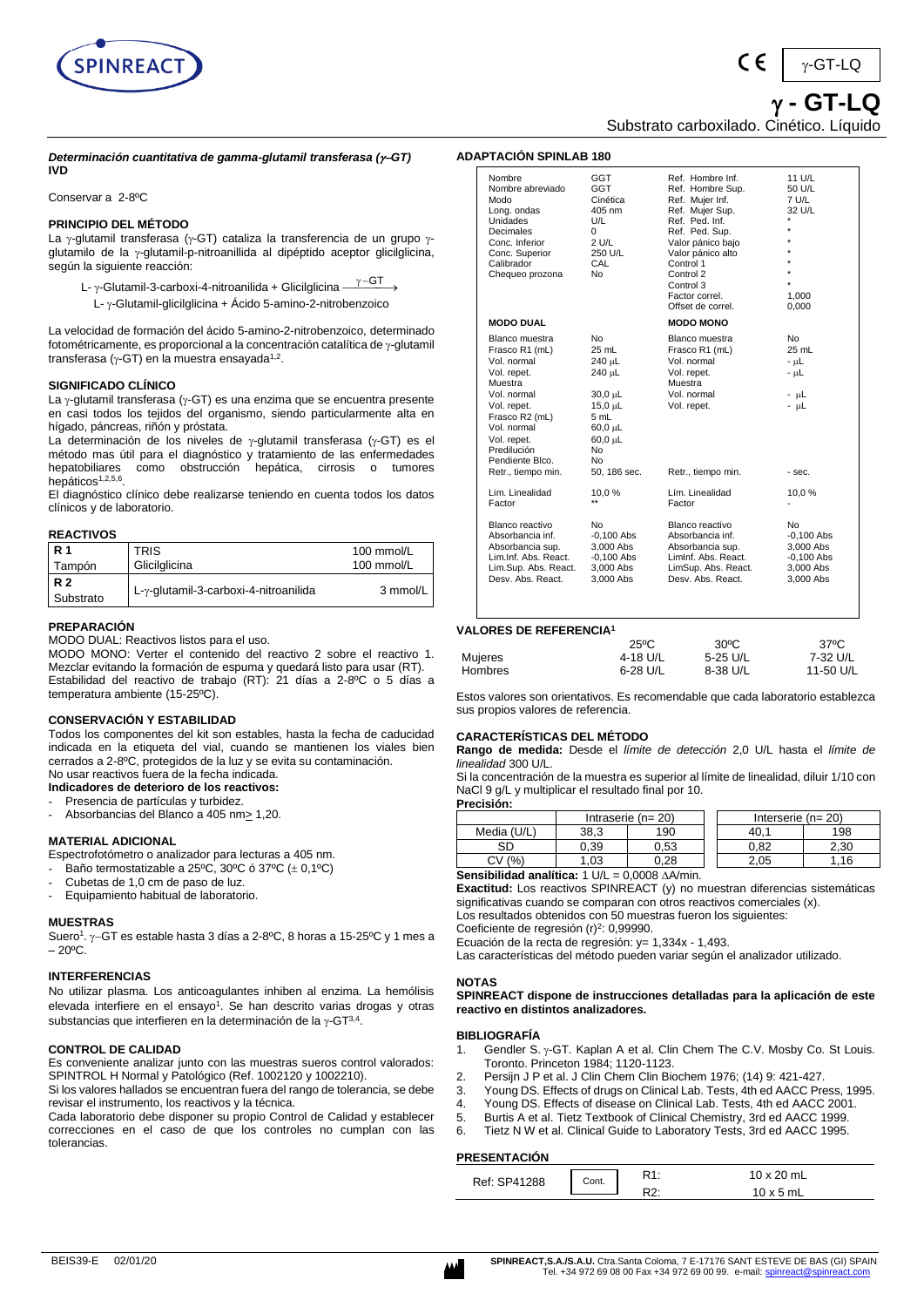# γ - GT-LQ

Substrato carboxilado. Cinético. Líquido

***Determinación cuantitativa de gamma-glutamil transferasa (γ-GT)***
**IVD**

Conservar a 2-8ºC

### PRINCIPIO DEL MÉTODO

La γ-glutamil transferasa (γ-GT) cataliza la transferencia de un grupo γ-glutamilo de la γ-glutamil-p-nitroanillida al dipéptido aceptor glicilglicina, según la siguiente reacción:

$$\text{L- }\gamma\text{-Glutamil-3-carboxi-4-nitroanilida + Glicilglicina} \xrightarrow{\gamma-GT}$$

$$\text{L- }\gamma\text{-Glutamil-glicilglicina + Ácido 5-amino-2-nitrobenzoico}$$

La velocidad de formación del ácido 5-amino-2-nitrobenzoico, determinado fotométricamente, es proporcional a la concentración catalítica de γ-glutamil transferasa (γ-GT) en la muestra ensayada[1,2].

### SIGNIFICADO CLÍNICO

La γ-glutamil transferasa (γ-GT) es una enzima que se encuentra presente en casi todos los tejidos del organismo, siendo particularmente alta en hígado, páncreas, riñón y próstata.

La determinación de los niveles de γ-glutamil transferasa (γ-GT) es el método mas útil para el diagnóstico y tratamiento de las enfermedades hepatobiliares como obstrucción hepática, cirrosis o tumores hepáticos[1,2,5,6].

El diagnóstico clínico debe realizarse teniendo en cuenta todos los datos clínicos y de laboratorio.

### REACTIVOS

| R 1 Tampón | TRIS<br>Glicilglicina | 100 mmol/L<br>100 mmol/L |
|---|---|---|
| **R 2** Substrato | L-γ-glutamil-3-carboxi-4-nitroanilida | 3 mmol/L |

### PREPARACIÓN

MODO DUAL: Reactivos listos para el uso.

MODO MONO: Verter el contenido del reactivo 2 sobre el reactivo 1. Mezclar evitando la formación de espuma y quedará listo para usar (RT). Estabilidad del reactivo de trabajo (RT): 21 días a 2-8ºC o 5 días a temperatura ambiente (15-25ºC).

### CONSERVACIÓN Y ESTABILIDAD

Todos los componentes del kit son estables, hasta la fecha de caducidad indicada en la etiqueta del vial, cuando se mantienen los viales bien cerrados a 2-8ºC, protegidos de la luz y se evita su contaminación.

No usar reactivos fuera de la fecha indicada.

**Indicadores de deterioro de los reactivos:**

- Presencia de partículas y turbidez.
- Absorbancias del Blanco a 405 nm≥ 1,20.

### MATERIAL ADICIONAL

Espectrofotómetro o analizador para lecturas a 405 nm.

- Baño termostatizable a 25ºC, 30ºC ó 37ºC (± 0,1ºC)
- Cubetas de 1,0 cm de paso de luz.
- Equipamiento habitual de laboratorio.

### MUESTRAS

Suero[1]. γ–GT es estable hasta 3 días a 2-8ºC, 8 horas a 15-25ºC y 1 mes a – 20ºC.

### INTERFERENCIAS

No utilizar plasma. Los anticoagulantes inhiben al enzima. La hemólisis elevada interfiere en el ensayo[1]. Se han descrito varias drogas y otras substancias que interfieren en la determinación de la γ-GT[3,4].

### CONTROL DE CALIDAD

Es conveniente analizar junto con las muestras sueros control valorados: SPINTROL H Normal y Patológico (Ref. 1002120 y 1002210).

Si los valores hallados se encuentran fuera del rango de tolerancia, se debe revisar el instrumento, los reactivos y la técnica.

Cada laboratorio debe disponer su propio Control de Calidad y establecer correcciones en el caso de que los controles no cumplan con las tolerancias.

### ADAPTACIÓN SPINLAB 180

| | | | |
|---|---|---|---|
| Nombre | GGT | Ref. Hombre Inf. | 11 U/L |
| Nombre abreviado | GGT | Ref. Hombre Sup. | 50 U/L |
| Modo | Cinética | Ref. Mujer Inf. | 7 U/L |
| Long. ondas | 405 nm | Ref. Mujer Sup. | 32 U/L |
| Unidades | U/L | Ref. Ped. Inf. | * |
| Decimales | 0 | Ref. Ped. Sup. | * |
| Conc. Inferior | 2 U/L | Valor pánico bajo | * |
| Conc. Superior | 250 U/L | Valor pánico alto | * |
| Calibrador | CAL | Control 1 | * |
| Chequeo prozona | No | Control 2 | * |
| | | Control 3 | * |
| | | Factor correl. | 1,000 |
| | | Offset de correl. | 0,000 |
| **MODO DUAL** | | **MODO MONO** | |
| Blanco muestra | No | Blanco muestra | No |
| Frasco R1 (mL) | 25 mL | Frasco R1 (mL) | 25 mL |
| Vol. normal | 240 µL | Vol. normal | - µL |
| Vol. repet. | 240 µL | Vol. repet. | - µL |
| Muestra | | Muestra | |
| Vol. normal | 30,0 µL | Vol. normal | - µL |
| Vol. repet. | 15,0 µL | Vol. repet. | - µL |
| Frasco R2 (mL) | 5 mL | | |
| Vol. normal | 60,0 µL | | |
| Vol. repet. | 60,0 µL | | |
| Predilución | No | | |
| Pendiente Blco. | No | | |
| Retr., tiempo min. | 50, 186 sec. | Retr., tiempo min. | - sec. |
| Lím. Linealidad | 10,0 % | Lím. Linealidad | 10,0 % |
| Factor | ** | Factor | - |
| Blanco reactivo | No | Blanco reactivo | No |
| Absorbancia inf. | -0,100 Abs | Absorbancia inf. | -0,100 Abs |
| Absorbancia sup. | 3,000 Abs | Absorbancia sup. | 3,000 Abs |
| Lim.Inf. Abs. React. | -0,100 Abs | LimInf. Abs. React. | -0,100 Abs |
| LimSup. Abs. React. | 3,000 Abs | LimSup. Abs. React. | 3,000 Abs |
| Desv. Abs. React. | 3,000 Abs | Desv. Abs. React. | 3,000 Abs |

### VALORES DE REFERENCIA[1]

| | 25ºC | 30ºC | 37ºC |
|---|---|---|---|
| Mujeres | 4-18 U/L | 5-25 U/L | 7-32 U/L |
| Hombres | 6-28 U/L | 8-38 U/L | 11-50 U/L |

Estos valores son orientativos. Es recomendable que cada laboratorio establezca sus propios valores de referencia.

### CARACTERÍSTICAS DEL MÉTODO

**Rango de medida:** Desde el *límite de detección* 2,0 U/L hasta el *límite de linealidad* 300 U/L.

Si la concentración de la muestra es superior al límite de linealidad, diluir 1/10 con NaCl 9 g/L y multiplicar el resultado final por 10.

**Precisión:**

| | Intraserie (n= 20) | | Interserie (n= 20) | |
|---|---|---|---|---|
| Media (U/L) | 38,3 | 190 | 40,1 | 198 |
| SD | 0,39 | 0,53 | 0,82 | 2,30 |
| CV (%) | 1,03 | 0,28 | 2,05 | 1,16 |

**Sensibilidad analítica:** 1 U/L = 0,0008 ΔA/min.

**Exactitud:** Los reactivos SPINREACT (y) no muestran diferencias sistemáticas significativas cuando se comparan con otros reactivos comerciales (x).

Los resultados obtenidos con 50 muestras fueron los siguientes:

Coeficiente de regresión $(r)^2$: 0,99990.

Ecuación de la recta de regresión: y= 1,334x - 1,493.

Las características del método pueden variar según el analizador utilizado.

### NOTAS

**SPINREACT dispone de instrucciones detalladas para la aplicación de este reactivo en distintos analizadores.**

### BIBLIOGRAFÍA

1. Gendler S. γ-GT. Kaplan A et al. Clin Chem The C.V. Mosby Co. St Louis. Toronto. Princeton 1984; 1120-1123.
2. Persijn J P et al. J Clin Chem Clin Biochem 1976; (14) 9: 421-427.
3. Young DS. Effects of drugs on Clinical Lab. Tests, 4th ed AACC Press, 1995.
4. Young DS. Effects of disease on Clinical Lab. Tests, 4th ed AACC 2001.
5. Burtis A et al. Tietz Textbook of Clinical Chemistry, 3rd ed AACC 1999.
6. Tietz N W et al. Clinical Guide to Laboratory Tests, 3rd ed AACC 1995.

### PRESENTACIÓN

| Ref: SP41288 | Cont. | R1: | 10 x 20 mL |
|---|---|---|---|
| | | R2: | 10 x 5 mL |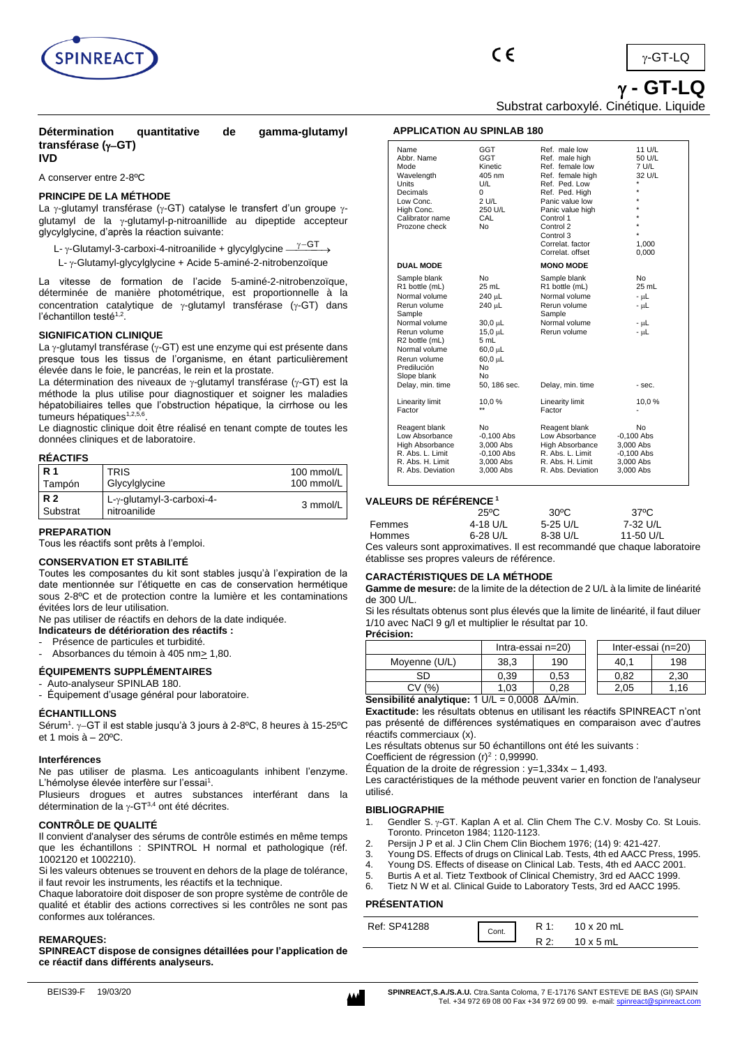# γ - GT-LQ

Substrat carboxylé. Cinétique. Liquide

**Détermination quantitative de gamma-glutamyl transférase (γ–GT)**
**IVD**

A conserver entre 2-8ºC

### PRINCIPE DE LA MÉTHODE

La γ-glutamyl transférase (γ-GT) catalyse le transfert d'un groupe γ-glutamyl de la γ-glutamyl-p-nitroanillide au dipeptide accepteur glycylglycine, d'après la réaction suivante:

$$\text{L-}\gamma\text{-Glutamyl-3-carboxi-4-nitroanilide + glycylglycine} \xrightarrow{\gamma-GT}$$

$$\text{L-}\gamma\text{-Glutamyl-glycylglycine + Acide 5-aminé-2-nitrobenzoïque}$$

La vitesse de formation de l'acide 5-aminé-2-nitrobenzoïque, déterminée de manière photométrique, est proportionnelle à la concentration catalytique de γ-glutamyl transférase (γ-GT) dans l'échantillon testé[1,2].

### SIGNIFICATION CLINIQUE

La γ-glutamyl transférase (γ-GT) est une enzyme qui est présente dans presque tous les tissus de l'organisme, en étant particulièrement élevée dans le foie, le pancréas, le rein et la prostate.

La détermination des niveaux de γ-glutamyl transférase (γ-GT) est la méthode la plus utilise pour diagnostiquer et soigner les maladies hépatobiliaires telles que l'obstruction hépatique, la cirrhose ou les tumeurs hépatiques[1,2,5,6].

Le diagnostic clinique doit être réalisé en tenant compte de toutes les données cliniques et de laboratoire.

### RÉACTIFS

| | | |
|---|---|---|
| **R 1** Tampon | TRIS<br>Glycylglycine | 100 mmol/L<br>100 mmol/L |
| **R 2** Substrat | L-γ-glutamyl-3-carboxi-4-nitroanilide | 3 mmol/L |

### PREPARATION

Tous les réactifs sont prêts à l'emploi.

### CONSERVATION ET STABILITÉ

Toutes les composantes du kit sont stables jusqu'à l'expiration de la date mentionnée sur l'étiquette en cas de conservation hermétique sous 2-8ºC et de protection contre la lumière et les contaminations évitées lors de leur utilisation.

Ne pas utiliser de réactifs en dehors de la date indiquée.

**Indicateurs de détérioration des réactifs :**

- Présence de particules et turbidité.
- Absorbances du témoin à 405 nm ≥ 1,80.

### ÉQUIPEMENTS SUPPLÉMENTAIRES

- Auto-analyseur SPINLAB 180.
- Équipement d'usage général pour laboratoire.

### ÉCHANTILLONS

Sérum[1]. γ–GT il est stable jusqu'à 3 jours à 2-8ºC, 8 heures à 15-25ºC et 1 mois à – 20ºC.

#### Interférences

Ne pas utiliser de plasma. Les anticoagulants inhibent l'enzyme. L'hémolyse élevée interfère sur l'essai[1].

Plusieurs drogues et autres substances interférant dans la détermination de la γ-GT[3,4] ont été décrites.

### CONTRÔLE DE QUALITÉ

Il convient d'analyser des sérums de contrôle estimés en même temps que les échantillons : SPINTROL H normal et pathologique (réf. 1002120 et 1002210).

Si les valeurs obtenues se trouvent en dehors de la plage de tolérance, il faut revoir les instruments, les réactifs et la technique.

Chaque laboratoire doit disposer de son propre système de contrôle de qualité et établir des actions correctives si les contrôles ne sont pas conformes aux tolérances.

### REMARQUES:

**SPINREACT dispose de consignes détaillées pour l'application de ce réactif dans différents analyseurs.**

### APPLICATION AU SPINLAB 180

| | | | |
|---|---|---|---|
| Name | GGT | Ref. male low | 11 U/L |
| Abbr. Name | GGT | Ref. male high | 50 U/L |
| Mode | Kinetic | Ref. female low | 7 U/L |
| Wavelength | 405 nm | Ref. female high | 32 U/L |
| Units | U/L | Ref. Ped. Low | * |
| Decimals | 0 | Ref. Ped. High | * |
| Low Conc. | 2 U/L | Panic value low | * |
| High Conc. | 250 U/L | Panic value high | * |
| Calibrator name | CAL | Control 1 | * |
| Prozone check | No | Control 2 | * |
| | | Control 3 | * |
| | | Correlat. factor | 1,000 |
| | | Correlat. offset | 0,000 |
| **DUAL MODE** | | **MONO MODE** | |
| Sample blank | No | Sample blank | No |
| R1 bottle (mL) | 25 mL | R1 bottle (mL) | 25 mL |
| Normal volume | 240 µL | Normal volume | - µL |
| Rerun volume | 240 µL | Rerun volume | - µL |
| Sample | | Sample | |
| Normal volume | 30,0 µL | Normal volume | - µL |
| Rerun volume | 15,0 µL | Rerun volume | - µL |
| R2 bottle (mL) | 5 mL | | |
| Normal volume | 60,0 µL | | |
| Rerun volume | 60,0 µL | | |
| Predilución | No | | |
| Slope blank | No | | |
| Delay, min. time | 50, 186 sec. | Delay, min. time | - sec. |
| Linearity limit | 10,0 % | Linearity limit | 10,0 % |
| Factor | ** | Factor | - |
| Reagent blank | No | Reagent blank | No |
| Low Absorbance | -0,100 Abs | Low Absorbance | -0,100 Abs |
| High Absorbance | 3,000 Abs | High Absorbance | 3,000 Abs |
| R. Abs. L. Limit | -0,100 Abs | R. Abs. L. Limit | -0,100 Abs |
| R. Abs. H. Limit | 3,000 Abs | R. Abs. H. Limit | 3,000 Abs |
| R. Abs. Deviation | 3,000 Abs | R. Abs. Deviation | 3,000 Abs |

### VALEURS DE RÉFÉRENCE [1]

| | 25ºC | 30ºC | 37ºC |
|---|---|---|---|
| Femmes | 4-18 U/L | 5-25 U/L | 7-32 U/L |
| Hommes | 6-28 U/L | 8-38 U/L | 11-50 U/L |

Ces valeurs sont approximatives. Il est recommandé que chaque laboratoire établisse ses propres valeurs de référence.

### CARACTÉRISTIQUES DE LA MÉTHODE

**Gamme de mesure:** de la limite de la détection de 2 U/L à la limite de linéarité de 300 U/L.

Si les résultats obtenus sont plus élevés que la limite de linéarité, il faut diluer 1/10 avec NaCl 9 g/l et multiplier le résultat par 10.

**Précision:**

| | Intra-essai n=20) | | Inter-essai (n=20) | |
|---|---|---|---|---|
| Moyenne (U/L) | 38,3 | 190 | 40,1 | 198 |
| SD | 0,39 | 0,53 | 0,82 | 2,30 |
| CV (%) | 1,03 | 0,28 | 2,05 | 1,16 |

**Sensibilité analytique:** 1 U/L = 0,0008 ΔA/min.

**Exactitude:** les résultats obtenus en utilisant les réactifs SPINREACT n'ont pas présenté de différences systématiques en comparaison avec d'autres réactifs commerciaux (x).

Les résultats obtenus sur 50 échantillons ont été les suivants :

Coefficient de régression $(r)^2$ : 0,99990.

Équation de la droite de régression : y=1,334x – 1,493.

Les caractéristiques de la méthode peuvent varier en fonction de l'analyseur utilisé.

### BIBLIOGRAPHIE

1. Gendler S. γ-GT. Kaplan A et al. Clin Chem The C.V. Mosby Co. St Louis. Toronto. Princeton 1984; 1120-1123.
2. Persijn J P et al. J Clin Chem Clin Biochem 1976; (14) 9: 421-427.
3. Young DS. Effects of drugs on Clinical Lab. Tests, 4th ed AACC Press, 1995.
4. Young DS. Effects of disease on Clinical Lab. Tests, 4th ed AACC 2001.
5. Burtis A et al. Tietz Textbook of Clinical Chemistry, 3rd ed AACC 1999.
6. Tietz N W et al. Clinical Guide to Laboratory Tests, 3rd ed AACC 1995.

### PRÉSENTATION

| | | | |
|---|---|---|---|
| Ref: SP41288 | Cont. | R 1: | 10 x 20 mL |
| | | R 2: | 10 x 5 mL |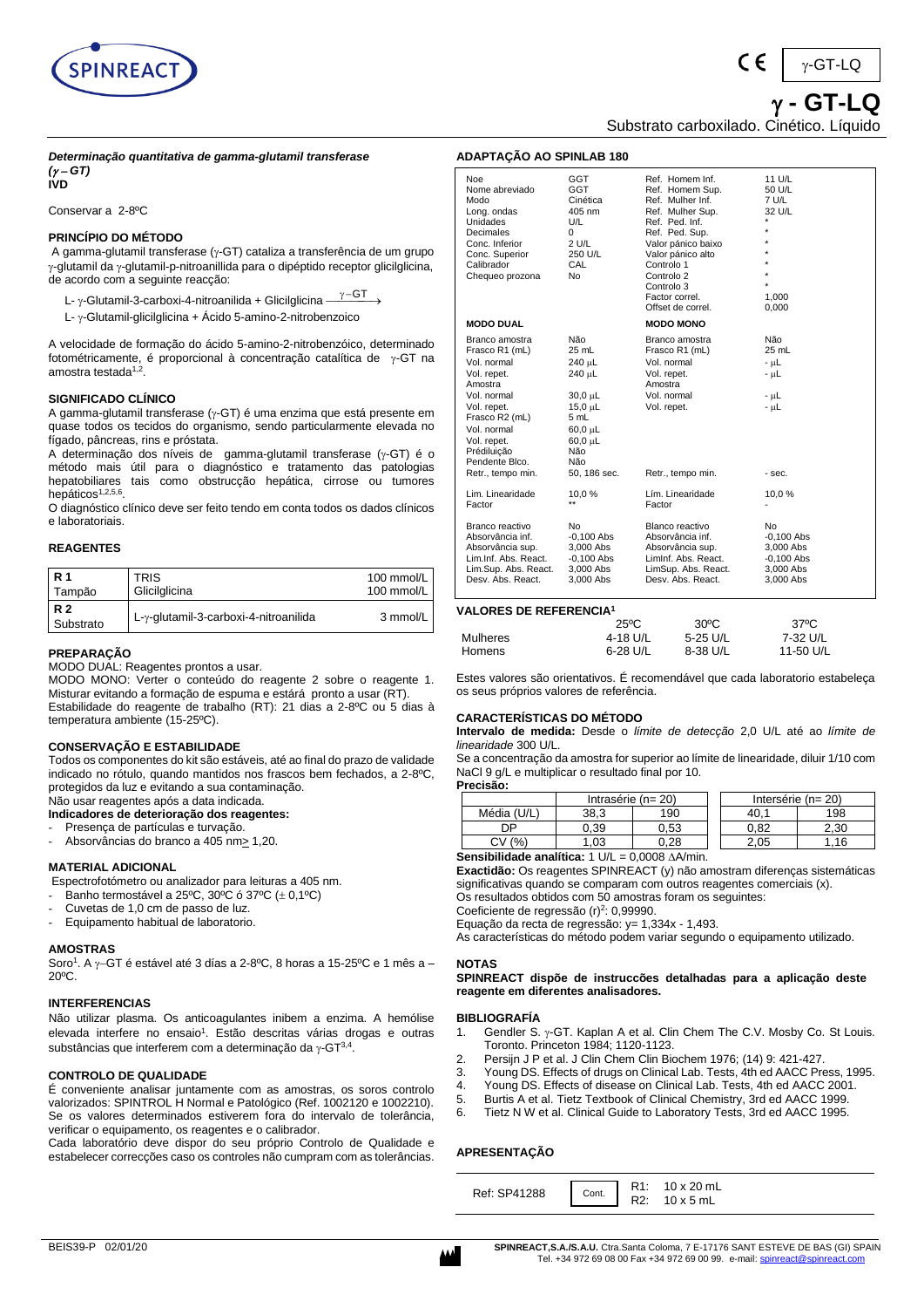# γ - GT-LQ

Substrato carboxilado. Cinético. Líquido

***Determinação quantitativa de gamma-glutamil transferase (γ – GT)***
**IVD**

Conservar a 2-8ºC

## PRINCÍPIO DO MÉTODO

A gamma-glutamil transferase (γ-GT) cataliza a transferência de um grupo γ-glutamil da γ-glutamil-p-nitroanillida para o dipéptido receptor glicilglicina, de acordo com a seguinte reacção:

L- γ-Glutamil-3-carboxi-4-nitroanilida + Glicilglicina $\xrightarrow{\gamma-GT}$

L- γ-Glutamil-glicilglicina + Ácido 5-amino-2-nitrobenzoico

A velocidade de formação do ácido 5-amino-2-nitrobenzóico, determinado fotométricamente, é proporcional à concentração catalítica de γ-GT na amostra testada[1,2].

## SIGNIFICADO CLÍNICO

A gamma-glutamil transferase (γ-GT) é uma enzima que está presente em quase todos os tecidos do organismo, sendo particularmente elevada no fígado, pâncreas, rins e próstata.

A determinação dos níveis de gamma-glutamil transferase (γ-GT) é o método mais útil para o diagnóstico e tratamento das patologias hepatobiliares tais como obstrucção hepática, cirrose ou tumores hepáticos[1,2,5,6].

O diagnóstico clínico deve ser feito tendo em conta todos os dados clínicos e laboratoriais.

## REAGENTES

| | | |
|---|---|---|
| **R 1** Tampão | TRIS<br>Glicilglicina | 100 mmol/L<br>100 mmol/L |
| **R 2** Substrato | L-γ-glutamil-3-carboxi-4-nitroanilida | 3 mmol/L |

## PREPARAÇÃO

MODO DUAL: Reagentes prontos a usar.

MODO MONO: Verter o conteúdo do reagente 2 sobre o reagente 1. Misturar evitando a formação de espuma e estará pronto a usar (RT).

Estabilidade do reagente de trabalho (RT): 21 dias a 2-8ºC ou 5 dias à temperatura ambiente (15-25ºC).

## CONSERVAÇÃO E ESTABILIDADE

Todos os componentes do kit são estáveis, até ao final do prazo de validade indicado no rótulo, quando mantidos nos frascos bem fechados, a 2-8ºC, protegidos da luz e evitando a sua contaminação.

Não usar reagentes após a data indicada.

**Indicadores de deterioração dos reagentes:**

- Presença de partículas e turvação.
- Absorvâncias do branco a 405 nm≥ 1,20.

## MATERIAL ADICIONAL

Espectrofotómetro ou analizador para leituras a 405 nm.

- Banho termostável a 25ºC, 30ºC ó 37ºC (± 0,1ºC)
- Cuvetas de 1,0 cm de passo de luz.
- Equipamento habitual de laboratorio.

## AMOSTRAS

Soro[1]. A γ–GT é estável até 3 días a 2-8ºC, 8 horas a 15-25ºC e 1 mês a –20ºC.

## INTERFERENCIAS

Não utilizar plasma. Os anticoagulantes inibem a enzima. A hemólise elevada interfere no ensaio[1]. Estão descritas várias drogas e outras substâncias que interferem com a determinação da γ-GT[3,4].

## CONTROLO DE QUALIDADE

É conveniente analisar juntamente com as amostras, os soros controlo valorizados: SPINTROL H Normal e Patológico (Ref. 1002120 e 1002210). Se os valores determinados estiverem fora do intervalo de tolerância, verificar o equipamento, os reagentes e o calibrador.

Cada laboratório deve dispor do seu próprio Controlo de Qualidade e estabelecer correcções caso os controles não cumpram com as tolerâncias.

## ADAPTAÇÃO AO SPINLAB 180

| | | | |
|---|---|---|---|
| Noe | GGT | Ref. Homem Inf. | 11 U/L |
| Nome abreviado | GGT | Ref. Homem Sup. | 50 U/L |
| Modo | Cinética | Ref. Mulher Inf. | 7 U/L |
| Long. ondas | 405 nm | Ref. Mulher Sup. | 32 U/L |
| Unidades | U/L | Ref. Ped. Inf. | * |
| Decimales | 0 | Ref. Ped. Sup. | * |
| Conc. Inferior | 2 U/L | Valor pánico baixo | * |
| Conc. Superior | 250 U/L | Valor pánico alto | * |
| Calibrador | CAL | Controlo 1 | * |
| Chequeo prozona | No | Controlo 2 | * |
| | | Controlo 3 | * |
| | | Factor correl. | 1,000 |
| | | Offset de correl. | 0,000 |
| **MODO DUAL** | | **MODO MONO** | |
| Branco amostra | Não | Branco amostra | Não |
| Frasco R1 (mL) | 25 mL | Frasco R1 (mL) | 25 mL |
| Vol. normal | 240 µL | Vol. normal | - µL |
| Vol. repet. | 240 µL | Vol. repet. | - µL |
| Amostra | | Amostra | |
| Vol. normal | 30,0 µL | Vol. normal | - µL |
| Vol. repet. | 15,0 µL | Vol. repet. | - µL |
| Frasco R2 (mL) | 5 mL | | |
| Vol. normal | 60,0 µL | | |
| Vol. repet. | 60,0 µL | | |
| Prédiluição | Não | | |
| Pendente Blco. | Não | | |
| Retr., tempo min. | 50, 186 sec. | Retr., tempo min. | - sec. |
| Lim. Linearidade | 10,0 % | Lím. Linearidade | 10,0 % |
| Factor | ** | Factor | - |
| Branco reactivo | No | Blanco reactivo | No |
| Absorvância inf. | -0,100 Abs | Absorvância inf. | -0,100 Abs |
| Absorvância sup. | 3,000 Abs | Absorvância sup. | 3,000 Abs |
| Lim.Inf. Abs. React. | -0,100 Abs | LimInf. Abs. React. | -0,100 Abs |
| Lim.Sup. Abs. React. | 3,000 Abs | LimSup. Abs. React. | 3,000 Abs |
| Desv. Abs. React. | 3,000 Abs | Desv. Abs. React. | 3,000 Abs |

## VALORES DE REFERENCIA[1]

| | 25ºC | 30ºC | 37ºC |
|---|---|---|---|
| Mulheres | 4-18 U/L | 5-25 U/L | 7-32 U/L |
| Homens | 6-28 U/L | 8-38 U/L | 11-50 U/L |

Estes valores são orientativos. É recomendável que cada laboratorio estabeleça os seus próprios valores de referência.

## CARACTERÍSTICAS DO MÉTODO

**Intervalo de medida:** Desde o *límite de detecção* 2,0 U/L até ao *límite de linearidade* 300 U/L.

Se a concentração da amostra for superior ao límite de linearidade, diluir 1/10 com NaCl 9 g/L e multiplicar o resultado final por 10.

**Precisão:**

| | Intrasérie (n= 20) | | Intersérie (n= 20) | |
|---|---|---|---|---|
| Média (U/L) | 38,3 | 190 | 40,1 | 198 |
| DP | 0,39 | 0,53 | 0,82 | 2,30 |
| CV (%) | 1,03 | 0,28 | 2,05 | 1,16 |

**Sensibilidade analítica:** 1 U/L = 0,0008 ΔA/min.

**Exactidão:** Os reagentes SPINREACT (y) não amostram diferenças sistemáticas significativas quando se comparam com outros reagentes comerciais (x).

Os resultados obtidos com 50 amostras foram os seguintes:

Coeficiente de regressão $(r)^2$: 0,99990.

Equação da recta de regressão: y= 1,334x - 1,493.

As características do método podem variar segundo o equipamento utilizado.

## NOTAS

**SPINREACT dispõe de instruccões detalhadas para a aplicação deste reagente em diferentes analisadores.**

## BIBLIOGRAFÍA

1. Gendler S. γ-GT. Kaplan A et al. Clin Chem The C.V. Mosby Co. St Louis. Toronto. Princeton 1984; 1120-1123.
2. Persijn J P et al. J Clin Chem Clin Biochem 1976; (14) 9: 421-427.
3. Young DS. Effects of drugs on Clinical Lab. Tests, 4th ed AACC Press, 1995.
4. Young DS. Effects of disease on Clinical Lab. Tests, 4th ed AACC 2001.
5. Burtis A et al. Tietz Textbook of Clinical Chemistry, 3rd ed AACC 1999.
6. Tietz N W et al. Clinical Guide to Laboratory Tests, 3rd ed AACC 1995.

## APRESENTAÇÃO

| | | |
|---|---|---|
| Ref: SP41288 | Cont. | R1: 10 x 20 mL<br>R2: 10 x 5 mL |